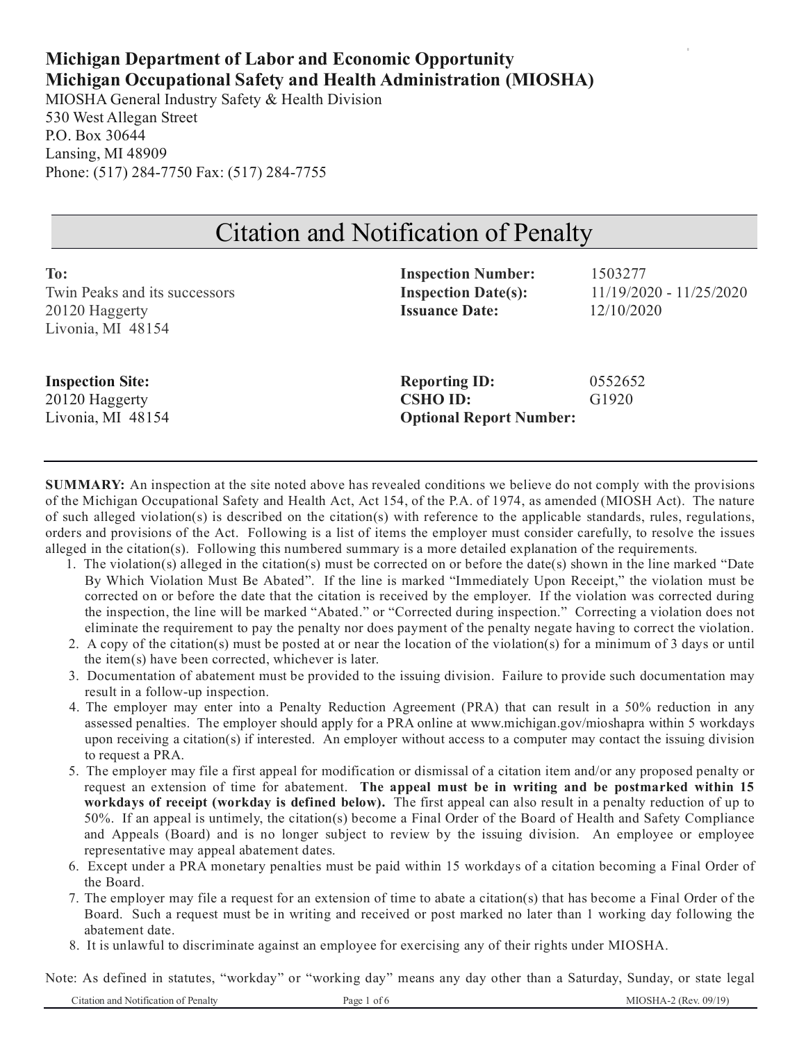**Michigan Department of Labor and Economic Opportunity**
**Michigan Occupational Safety and Health Administration (MIOSHA)**

MIOSHA General Industry Safety & Health Division
530 West Allegan Street
P.O. Box 30644
Lansing, MI 48909
Phone: (517) 284-7750 Fax: (517) 284-7755

# Citation and Notification of Penalty

**To:**
Twin Peaks and its successors
20120 Haggerty
Livonia, MI 48154

**Inspection Number:** 1503277
**Inspection Date(s):** 11/19/2020 - 11/25/2020
**Issuance Date:** 12/10/2020

**Inspection Site:**
20120 Haggerty
Livonia, MI 48154

**Reporting ID:** 0552652
**CSHO ID:** G1920
**Optional Report Number:**

---

**SUMMARY:** An inspection at the site noted above has revealed conditions we believe do not comply with the provisions of the Michigan Occupational Safety and Health Act, Act 154, of the P.A. of 1974, as amended (MIOSH Act). The nature of such alleged violation(s) is described on the citation(s) with reference to the applicable standards, rules, regulations, orders and provisions of the Act. Following is a list of items the employer must consider carefully, to resolve the issues alleged in the citation(s). Following this numbered summary is a more detailed explanation of the requirements.

1. The violation(s) alleged in the citation(s) must be corrected on or before the date(s) shown in the line marked "Date By Which Violation Must Be Abated". If the line is marked "Immediately Upon Receipt," the violation must be corrected on or before the date that the citation is received by the employer. If the violation was corrected during the inspection, the line will be marked "Abated." or "Corrected during inspection." Correcting a violation does not eliminate the requirement to pay the penalty nor does payment of the penalty negate having to correct the violation.
2. A copy of the citation(s) must be posted at or near the location of the violation(s) for a minimum of 3 days or until the item(s) have been corrected, whichever is later.
3. Documentation of abatement must be provided to the issuing division. Failure to provide such documentation may result in a follow-up inspection.
4. The employer may enter into a Penalty Reduction Agreement (PRA) that can result in a 50% reduction in any assessed penalties. The employer should apply for a PRA online at www.michigan.gov/mioshapra within 5 workdays upon receiving a citation(s) if interested. An employer without access to a computer may contact the issuing division to request a PRA.
5. The employer may file a first appeal for modification or dismissal of a citation item and/or any proposed penalty or request an extension of time for abatement. **The appeal must be in writing and be postmarked within 15 workdays of receipt (workday is defined below).** The first appeal can also result in a penalty reduction of up to 50%. If an appeal is untimely, the citation(s) become a Final Order of the Board of Health and Safety Compliance and Appeals (Board) and is no longer subject to review by the issuing division. An employee or employee representative may appeal abatement dates.
6. Except under a PRA monetary penalties must be paid within 15 workdays of a citation becoming a Final Order of the Board.
7. The employer may file a request for an extension of time to abate a citation(s) that has become a Final Order of the Board. Such a request must be in writing and received or post marked no later than 1 working day following the abatement date.
8. It is unlawful to discriminate against an employee for exercising any of their rights under MIOSHA.

Note: As defined in statutes, "workday" or "working day" means any day other than a Saturday, Sunday, or state legal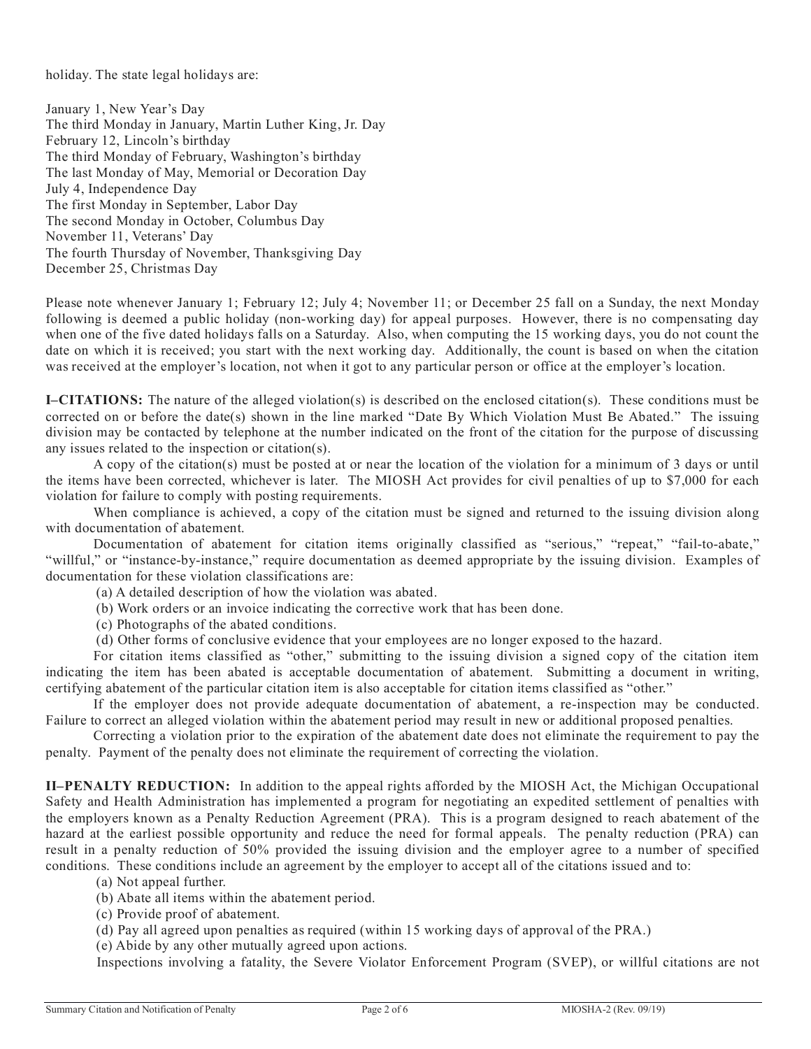holiday. The state legal holidays are:

January 1, New Year's Day
The third Monday in January, Martin Luther King, Jr. Day
February 12, Lincoln's birthday
The third Monday of February, Washington's birthday
The last Monday of May, Memorial or Decoration Day
July 4, Independence Day
The first Monday in September, Labor Day
The second Monday in October, Columbus Day
November 11, Veterans' Day
The fourth Thursday of November, Thanksgiving Day
December 25, Christmas Day

Please note whenever January 1; February 12; July 4; November 11; or December 25 fall on a Sunday, the next Monday following is deemed a public holiday (non-working day) for appeal purposes. However, there is no compensating day when one of the five dated holidays falls on a Saturday. Also, when computing the 15 working days, you do not count the date on which it is received; you start with the next working day. Additionally, the count is based on when the citation was received at the employer's location, not when it got to any particular person or office at the employer's location.

**I–CITATIONS:** The nature of the alleged violation(s) is described on the enclosed citation(s). These conditions must be corrected on or before the date(s) shown in the line marked "Date By Which Violation Must Be Abated." The issuing division may be contacted by telephone at the number indicated on the front of the citation for the purpose of discussing any issues related to the inspection or citation(s).

A copy of the citation(s) must be posted at or near the location of the violation for a minimum of 3 days or until the items have been corrected, whichever is later. The MIOSH Act provides for civil penalties of up to $7,000 for each violation for failure to comply with posting requirements.

When compliance is achieved, a copy of the citation must be signed and returned to the issuing division along with documentation of abatement.

Documentation of abatement for citation items originally classified as "serious," "repeat," "fail-to-abate," "willful," or "instance-by-instance," require documentation as deemed appropriate by the issuing division. Examples of documentation for these violation classifications are:

(a) A detailed description of how the violation was abated.
(b) Work orders or an invoice indicating the corrective work that has been done.
(c) Photographs of the abated conditions.
(d) Other forms of conclusive evidence that your employees are no longer exposed to the hazard.

For citation items classified as "other," submitting to the issuing division a signed copy of the citation item indicating the item has been abated is acceptable documentation of abatement. Submitting a document in writing, certifying abatement of the particular citation item is also acceptable for citation items classified as "other."

If the employer does not provide adequate documentation of abatement, a re-inspection may be conducted. Failure to correct an alleged violation within the abatement period may result in new or additional proposed penalties.

Correcting a violation prior to the expiration of the abatement date does not eliminate the requirement to pay the penalty. Payment of the penalty does not eliminate the requirement of correcting the violation.

**II–PENALTY REDUCTION:** In addition to the appeal rights afforded by the MIOSH Act, the Michigan Occupational Safety and Health Administration has implemented a program for negotiating an expedited settlement of penalties with the employers known as a Penalty Reduction Agreement (PRA). This is a program designed to reach abatement of the hazard at the earliest possible opportunity and reduce the need for formal appeals. The penalty reduction (PRA) can result in a penalty reduction of 50% provided the issuing division and the employer agree to a number of specified conditions. These conditions include an agreement by the employer to accept all of the citations issued and to:

(a) Not appeal further.
(b) Abate all items within the abatement period.
(c) Provide proof of abatement.
(d) Pay all agreed upon penalties as required (within 15 working days of approval of the PRA.)
(e) Abide by any other mutually agreed upon actions.

Inspections involving a fatality, the Severe Violator Enforcement Program (SVEP), or willful citations are not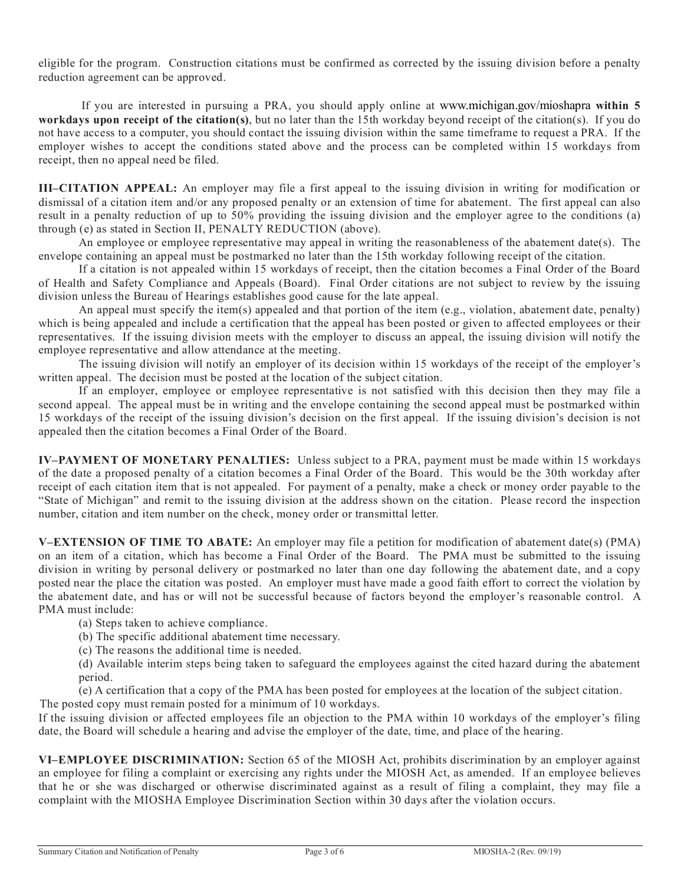eligible for the program. Construction citations must be confirmed as corrected by the issuing division before a penalty reduction agreement can be approved.

If you are interested in pursuing a PRA, you should apply online at www.michigan.gov/mioshapra **within 5 workdays upon receipt of the citation(s)**, but no later than the 15th workday beyond receipt of the citation(s). If you do not have access to a computer, you should contact the issuing division within the same timeframe to request a PRA. If the employer wishes to accept the conditions stated above and the process can be completed within 15 workdays from receipt, then no appeal need be filed.

**III–CITATION APPEAL:** An employer may file a first appeal to the issuing division in writing for modification or dismissal of a citation item and/or any proposed penalty or an extension of time for abatement. The first appeal can also result in a penalty reduction of up to 50% providing the issuing division and the employer agree to the conditions (a) through (e) as stated in Section II, PENALTY REDUCTION (above).

An employee or employee representative may appeal in writing the reasonableness of the abatement date(s). The envelope containing an appeal must be postmarked no later than the 15th workday following receipt of the citation.

If a citation is not appealed within 15 workdays of receipt, then the citation becomes a Final Order of the Board of Health and Safety Compliance and Appeals (Board). Final Order citations are not subject to review by the issuing division unless the Bureau of Hearings establishes good cause for the late appeal.

An appeal must specify the item(s) appealed and that portion of the item (e.g., violation, abatement date, penalty) which is being appealed and include a certification that the appeal has been posted or given to affected employees or their representatives. If the issuing division meets with the employer to discuss an appeal, the issuing division will notify the employee representative and allow attendance at the meeting.

The issuing division will notify an employer of its decision within 15 workdays of the receipt of the employer's written appeal. The decision must be posted at the location of the subject citation.

If an employer, employee or employee representative is not satisfied with this decision then they may file a second appeal. The appeal must be in writing and the envelope containing the second appeal must be postmarked within 15 workdays of the receipt of the issuing division's decision on the first appeal. If the issuing division's decision is not appealed then the citation becomes a Final Order of the Board.

**IV–PAYMENT OF MONETARY PENALTIES:** Unless subject to a PRA, payment must be made within 15 workdays of the date a proposed penalty of a citation becomes a Final Order of the Board. This would be the 30th workday after receipt of each citation item that is not appealed. For payment of a penalty, make a check or money order payable to the "State of Michigan" and remit to the issuing division at the address shown on the citation. Please record the inspection number, citation and item number on the check, money order or transmittal letter.

**V–EXTENSION OF TIME TO ABATE:** An employer may file a petition for modification of abatement date(s) (PMA) on an item of a citation, which has become a Final Order of the Board. The PMA must be submitted to the issuing division in writing by personal delivery or postmarked no later than one day following the abatement date, and a copy posted near the place the citation was posted. An employer must have made a good faith effort to correct the violation by the abatement date, and has or will not be successful because of factors beyond the employer's reasonable control. A PMA must include:

(a) Steps taken to achieve compliance.

(b) The specific additional abatement time necessary.

(c) The reasons the additional time is needed.

(d) Available interim steps being taken to safeguard the employees against the cited hazard during the abatement period.

(e) A certification that a copy of the PMA has been posted for employees at the location of the subject citation.

The posted copy must remain posted for a minimum of 10 workdays.

If the issuing division or affected employees file an objection to the PMA within 10 workdays of the employer's filing date, the Board will schedule a hearing and advise the employer of the date, time, and place of the hearing.

**VI–EMPLOYEE DISCRIMINATION:** Section 65 of the MIOSH Act, prohibits discrimination by an employer against an employee for filing a complaint or exercising any rights under the MIOSH Act, as amended. If an employee believes that he or she was discharged or otherwise discriminated against as a result of filing a complaint, they may file a complaint with the MIOSHA Employee Discrimination Section within 30 days after the violation occurs.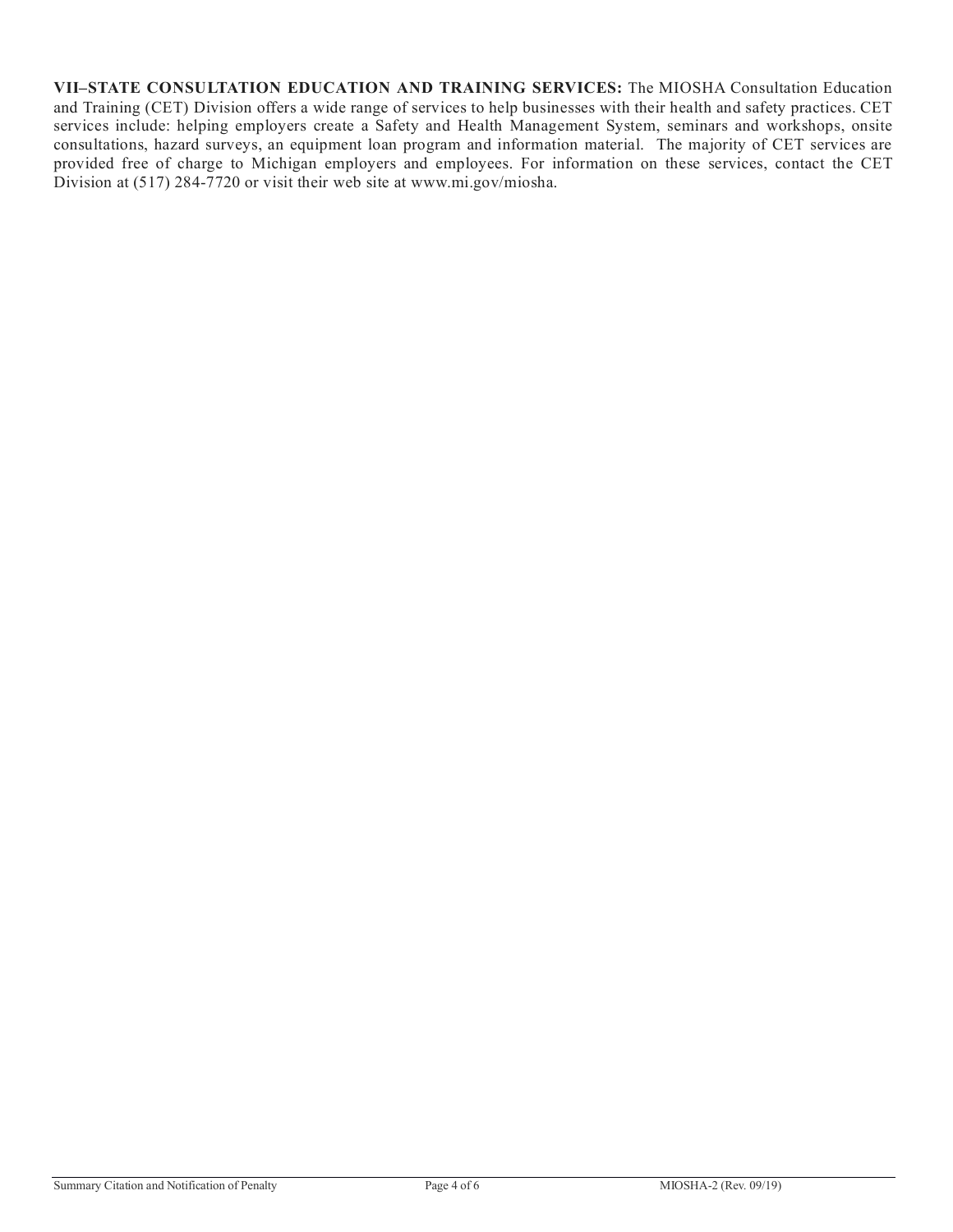**VII–STATE CONSULTATION EDUCATION AND TRAINING SERVICES:** The MIOSHA Consultation Education and Training (CET) Division offers a wide range of services to help businesses with their health and safety practices. CET services include: helping employers create a Safety and Health Management System, seminars and workshops, onsite consultations, hazard surveys, an equipment loan program and information material. The majority of CET services are provided free of charge to Michigan employers and employees. For information on these services, contact the CET Division at (517) 284-7720 or visit their web site at www.mi.gov/miosha.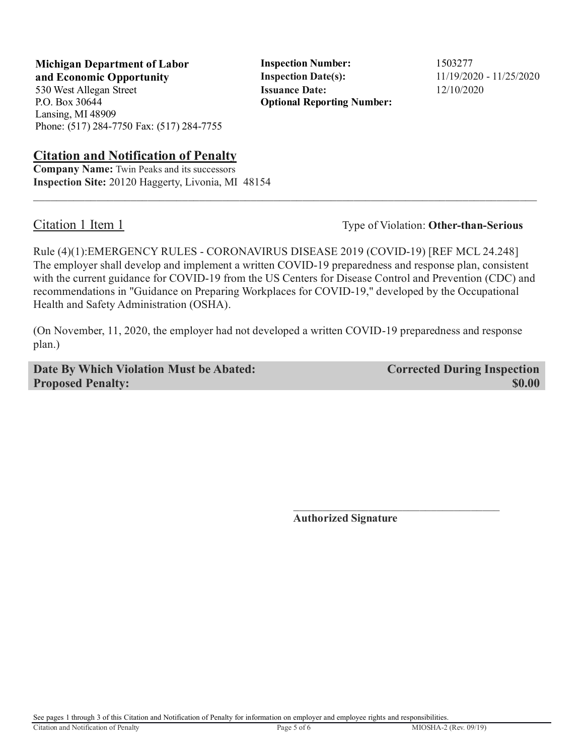**Michigan Department of Labor and Economic Opportunity**
530 West Allegan Street
P.O. Box 30644
Lansing, MI 48909
Phone: (517) 284-7750 Fax: (517) 284-7755

**Inspection Number:** 1503277
**Inspection Date(s):** 11/19/2020 - 11/25/2020
**Issuance Date:** 12/10/2020
**Optional Reporting Number:**

## Citation and Notification of Penalty

**Company Name:** Twin Peaks and its successors
**Inspection Site:** 20120 Haggerty, Livonia, MI 48154

---

### Citation 1 Item 1

Type of Violation: **Other-than-Serious**

Rule (4)(1):EMERGENCY RULES - CORONAVIRUS DISEASE 2019 (COVID-19) [REF MCL 24.248] The employer shall develop and implement a written COVID-19 preparedness and response plan, consistent with the current guidance for COVID-19 from the US Centers for Disease Control and Prevention (CDC) and recommendations in "Guidance on Preparing Workplaces for COVID-19," developed by the Occupational Health and Safety Administration (OSHA).

(On November, 11, 2020, the employer had not developed a written COVID-19 preparedness and response plan.)

| | |
|---|---|
| **Date By Which Violation Must be Abated:** | **Corrected During Inspection** |
| **Proposed Penalty:** | **$0.00** |

\_\_\_\_\_\_\_\_\_\_\_\_\_\_\_\_\_\_\_\_\_\_\_\_\_\_\_\_\_\_\_\_\_\_\_\_\_\_
**Authorized Signature**

See pages 1 through 3 of this Citation and Notification of Penalty for information on employer and employee rights and responsibilities.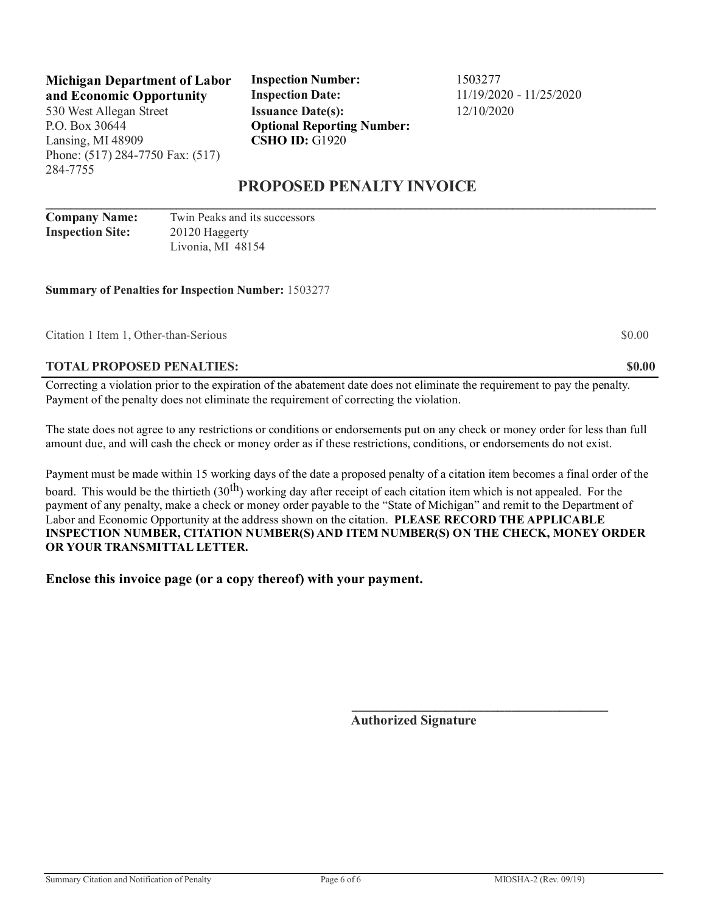**Michigan Department of Labor and Economic Opportunity**
530 West Allegan Street
P.O. Box 30644
Lansing, MI 48909
Phone: (517) 284-7750 Fax: (517) 284-7755

**Inspection Number:** 1503277
**Inspection Date:** 11/19/2020 - 11/25/2020
**Issuance Date(s):** 12/10/2020
**Optional Reporting Number:**
**CSHO ID:** G1920

## PROPOSED PENALTY INVOICE

**Company Name:** Twin Peaks and its successors
**Inspection Site:** 20120 Haggerty
Livonia, MI 48154

**Summary of Penalties for Inspection Number:** 1503277

| | |
|---|---|
| Citation 1 Item 1, Other-than-Serious | $0.00 |
| **TOTAL PROPOSED PENALTIES:** | **$0.00** |

Correcting a violation prior to the expiration of the abatement date does not eliminate the requirement to pay the penalty. Payment of the penalty does not eliminate the requirement of correcting the violation.

The state does not agree to any restrictions or conditions or endorsements put on any check or money order for less than full amount due, and will cash the check or money order as if these restrictions, conditions, or endorsements do not exist.

Payment must be made within 15 working days of the date a proposed penalty of a citation item becomes a final order of the board. This would be the thirtieth (30th) working day after receipt of each citation item which is not appealed. For the payment of any penalty, make a check or money order payable to the "State of Michigan" and remit to the Department of Labor and Economic Opportunity at the address shown on the citation. **PLEASE RECORD THE APPLICABLE INSPECTION NUMBER, CITATION NUMBER(S) AND ITEM NUMBER(S) ON THE CHECK, MONEY ORDER OR YOUR TRANSMITTAL LETTER.**

**Enclose this invoice page (or a copy thereof) with your payment.**

\_\_\_\_\_\_\_\_\_\_\_\_\_\_\_\_\_\_\_\_\_\_\_\_\_\_\_\_\_\_\_\_\_\_\_\_\_\_\_\_

**Authorized Signature**